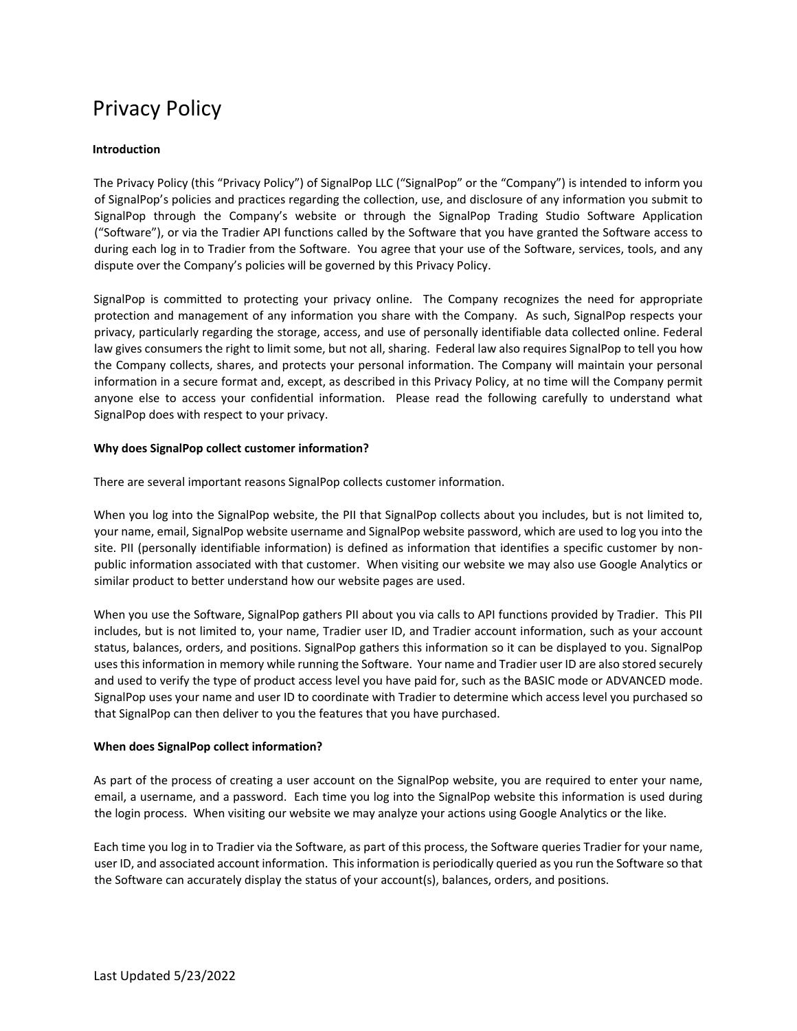# Privacy Policy

**Introduction**

The Privacy Policy (this "Privacy Policy") of SignalPop LLC ("SignalPop" or the "Company") is intended to inform you of SignalPop's policies and practices regarding the collection, use, and disclosure of any information you submit to SignalPop through the Company's website or through the SignalPop Trading Studio Software Application ("Software"), or via the Tradier API functions called by the Software that you have granted the Software access to during each log in to Tradier from the Software. You agree that your use of the Software, services, tools, and any dispute over the Company's policies will be governed by this Privacy Policy.

SignalPop is committed to protecting your privacy online. The Company recognizes the need for appropriate protection and management of any information you share with the Company. As such, SignalPop respects your privacy, particularly regarding the storage, access, and use of personally identifiable data collected online. Federal law gives consumers the right to limit some, but not all, sharing. Federal law also requires SignalPop to tell you how the Company collects, shares, and protects your personal information. The Company will maintain your personal information in a secure format and, except, as described in this Privacy Policy, at no time will the Company permit anyone else to access your confidential information. Please read the following carefully to understand what SignalPop does with respect to your privacy.

**Why does SignalPop collect customer information?**

There are several important reasons SignalPop collects customer information.

When you log into the SignalPop website, the PII that SignalPop collects about you includes, but is not limited to, your name, email, SignalPop website username and SignalPop website password, which are used to log you into the site. PII (personally identifiable information) is defined as information that identifies a specific customer by non-public information associated with that customer. When visiting our website we may also use Google Analytics or similar product to better understand how our website pages are used.

When you use the Software, SignalPop gathers PII about you via calls to API functions provided by Tradier. This PII includes, but is not limited to, your name, Tradier user ID, and Tradier account information, such as your account status, balances, orders, and positions. SignalPop gathers this information so it can be displayed to you. SignalPop uses this information in memory while running the Software. Your name and Tradier user ID are also stored securely and used to verify the type of product access level you have paid for, such as the BASIC mode or ADVANCED mode. SignalPop uses your name and user ID to coordinate with Tradier to determine which access level you purchased so that SignalPop can then deliver to you the features that you have purchased.

**When does SignalPop collect information?**

As part of the process of creating a user account on the SignalPop website, you are required to enter your name, email, a username, and a password. Each time you log into the SignalPop website this information is used during the login process. When visiting our website we may analyze your actions using Google Analytics or the like.

Each time you log in to Tradier via the Software, as part of this process, the Software queries Tradier for your name, user ID, and associated account information. This information is periodically queried as you run the Software so that the Software can accurately display the status of your account(s), balances, orders, and positions.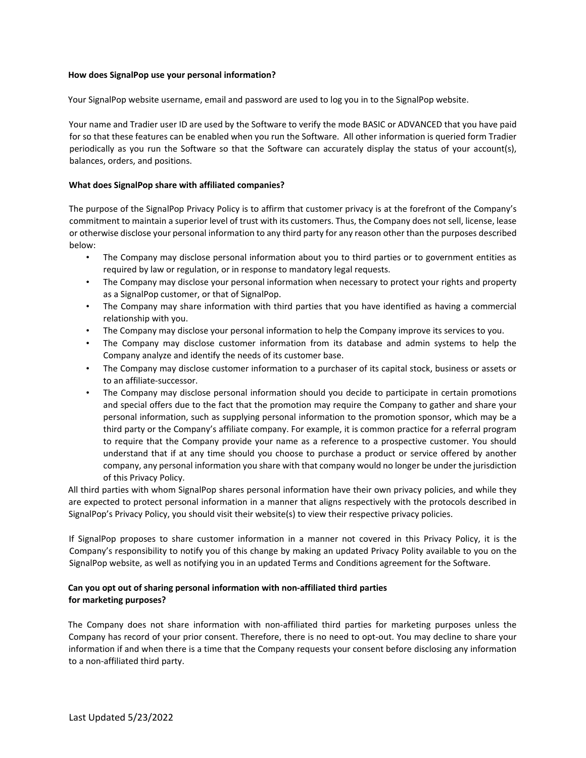**How does SignalPop use your personal information?**

Your SignalPop website username, email and password are used to log you in to the SignalPop website.

Your name and Tradier user ID are used by the Software to verify the mode BASIC or ADVANCED that you have paid for so that these features can be enabled when you run the Software. All other information is queried form Tradier periodically as you run the Software so that the Software can accurately display the status of your account(s), balances, orders, and positions.

**What does SignalPop share with affiliated companies?**

The purpose of the SignalPop Privacy Policy is to affirm that customer privacy is at the forefront of the Company's commitment to maintain a superior level of trust with its customers. Thus, the Company does not sell, license, lease or otherwise disclose your personal information to any third party for any reason other than the purposes described below:

- The Company may disclose personal information about you to third parties or to government entities as required by law or regulation, or in response to mandatory legal requests.
- The Company may disclose your personal information when necessary to protect your rights and property as a SignalPop customer, or that of SignalPop.
- The Company may share information with third parties that you have identified as having a commercial relationship with you.
- The Company may disclose your personal information to help the Company improve its services to you.
- The Company may disclose customer information from its database and admin systems to help the Company analyze and identify the needs of its customer base.
- The Company may disclose customer information to a purchaser of its capital stock, business or assets or to an affiliate-successor.
- The Company may disclose personal information should you decide to participate in certain promotions and special offers due to the fact that the promotion may require the Company to gather and share your personal information, such as supplying personal information to the promotion sponsor, which may be a third party or the Company's affiliate company. For example, it is common practice for a referral program to require that the Company provide your name as a reference to a prospective customer. You should understand that if at any time should you choose to purchase a product or service offered by another company, any personal information you share with that company would no longer be under the jurisdiction of this Privacy Policy.

All third parties with whom SignalPop shares personal information have their own privacy policies, and while they are expected to protect personal information in a manner that aligns respectively with the protocols described in SignalPop's Privacy Policy, you should visit their website(s) to view their respective privacy policies.

If SignalPop proposes to share customer information in a manner not covered in this Privacy Policy, it is the Company's responsibility to notify you of this change by making an updated Privacy Polity available to you on the SignalPop website, as well as notifying you in an updated Terms and Conditions agreement for the Software.

**Can you opt out of sharing personal information with non-affiliated third parties for marketing purposes?**

The Company does not share information with non-affiliated third parties for marketing purposes unless the Company has record of your prior consent. Therefore, there is no need to opt-out. You may decline to share your information if and when there is a time that the Company requests your consent before disclosing any information to a non-affiliated third party.

Last Updated 5/23/2022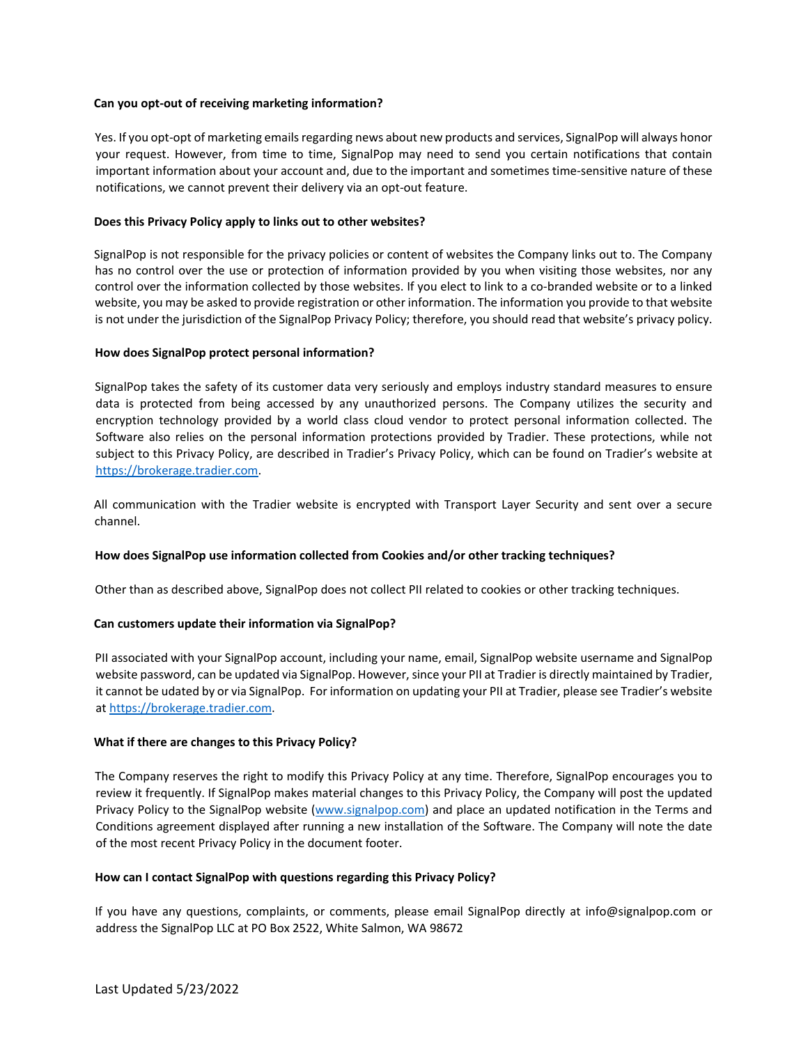**Can you opt-out of receiving marketing information?**

Yes. If you opt-opt of marketing emails regarding news about new products and services, SignalPop will always honor your request. However, from time to time, SignalPop may need to send you certain notifications that contain important information about your account and, due to the important and sometimes time-sensitive nature of these notifications, we cannot prevent their delivery via an opt-out feature.

**Does this Privacy Policy apply to links out to other websites?**

SignalPop is not responsible for the privacy policies or content of websites the Company links out to. The Company has no control over the use or protection of information provided by you when visiting those websites, nor any control over the information collected by those websites. If you elect to link to a co-branded website or to a linked website, you may be asked to provide registration or other information. The information you provide to that website is not under the jurisdiction of the SignalPop Privacy Policy; therefore, you should read that website's privacy policy.

**How does SignalPop protect personal information?**

SignalPop takes the safety of its customer data very seriously and employs industry standard measures to ensure data is protected from being accessed by any unauthorized persons. The Company utilizes the security and encryption technology provided by a world class cloud vendor to protect personal information collected. The Software also relies on the personal information protections provided by Tradier. These protections, while not subject to this Privacy Policy, are described in Tradier's Privacy Policy, which can be found on Tradier's website at https://brokerage.tradier.com.

All communication with the Tradier website is encrypted with Transport Layer Security and sent over a secure channel.

**How does SignalPop use information collected from Cookies and/or other tracking techniques?**

Other than as described above, SignalPop does not collect PII related to cookies or other tracking techniques.

**Can customers update their information via SignalPop?**

PII associated with your SignalPop account, including your name, email, SignalPop website username and SignalPop website password, can be updated via SignalPop. However, since your PII at Tradier is directly maintained by Tradier, it cannot be udated by or via SignalPop. For information on updating your PII at Tradier, please see Tradier's website at https://brokerage.tradier.com.

**What if there are changes to this Privacy Policy?**

The Company reserves the right to modify this Privacy Policy at any time. Therefore, SignalPop encourages you to review it frequently. If SignalPop makes material changes to this Privacy Policy, the Company will post the updated Privacy Policy to the SignalPop website (www.signalpop.com) and place an updated notification in the Terms and Conditions agreement displayed after running a new installation of the Software. The Company will note the date of the most recent Privacy Policy in the document footer.

**How can I contact SignalPop with questions regarding this Privacy Policy?**

If you have any questions, complaints, or comments, please email SignalPop directly at info@signalpop.com or address the SignalPop LLC at PO Box 2522, White Salmon, WA 98672

Last Updated 5/23/2022